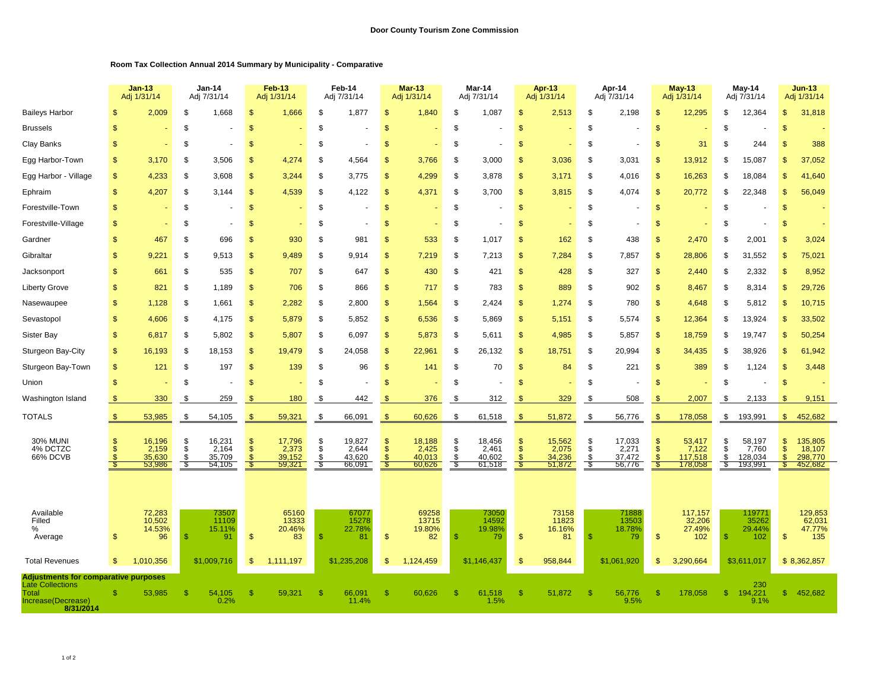**Door County Tourism Zone Commission**

**Room Tax Collection Annual 2014 Summary by Municipality - Comparative**

| | Jan-13 Adj 1/31/14 | Jan-14 Adj 7/31/14 | Feb-13 Adj 1/31/14 | Feb-14 Adj 7/31/14 | Mar-13 Adj 1/31/14 | Mar-14 Adj 7/31/14 | Apr-13 Adj 1/31/14 | Apr-14 Adj 7/31/14 | May-13 Adj 1/31/14 | May-14 Adj 7/31/14 | Jun-13 Adj 1/31/14 |
|---|---|---|---|---|---|---|---|---|---|---|---|
| Baileys Harbor | $ 2,009 | $ 1,668 | $ 1,666 | $ 1,877 | $ 1,840 | $ 1,087 | $ 2,513 | $ 2,198 | $ 12,295 | $ 12,364 | $ 31,818 |
| Brussels | $ - | $ - | $ - | $ - | $ - | $ - | $ - | $ - | $ - | $ - | $ - |
| Clay Banks | $ - | $ - | $ - | $ - | $ - | $ - | $ - | $ - | $ 31 | $ 244 | $ 388 |
| Egg Harbor-Town | $ 3,170 | $ 3,506 | $ 4,274 | $ 4,564 | $ 3,766 | $ 3,000 | $ 3,036 | $ 3,031 | $ 13,912 | $ 15,087 | $ 37,052 |
| Egg Harbor - Village | $ 4,233 | $ 3,608 | $ 3,244 | $ 3,775 | $ 4,299 | $ 3,878 | $ 3,171 | $ 4,016 | $ 16,263 | $ 18,084 | $ 41,640 |
| Ephraim | $ 4,207 | $ 3,144 | $ 4,539 | $ 4,122 | $ 4,371 | $ 3,700 | $ 3,815 | $ 4,074 | $ 20,772 | $ 22,348 | $ 56,049 |
| Forestville-Town | $ - | $ - | $ - | $ - | $ - | $ - | $ - | $ - | $ - | $ - | $ - |
| Forestville-Village | $ - | $ - | $ - | $ - | $ - | $ - | $ - | $ - | $ - | $ - | $ - |
| Gardner | $ 467 | $ 696 | $ 930 | $ 981 | $ 533 | $ 1,017 | $ 162 | $ 438 | $ 2,470 | $ 2,001 | $ 3,024 |
| Gibraltar | $ 9,221 | $ 9,513 | $ 9,489 | $ 9,914 | $ 7,219 | $ 7,213 | $ 7,284 | $ 7,857 | $ 28,806 | $ 31,552 | $ 75,021 |
| Jacksonport | $ 661 | $ 535 | $ 707 | $ 647 | $ 430 | $ 421 | $ 428 | $ 327 | $ 2,440 | $ 2,332 | $ 8,952 |
| Liberty Grove | $ 821 | $ 1,189 | $ 706 | $ 866 | $ 717 | $ 783 | $ 889 | $ 902 | $ 8,467 | $ 8,314 | $ 29,726 |
| Nasewaupee | $ 1,128 | $ 1,661 | $ 2,282 | $ 2,800 | $ 1,564 | $ 2,424 | $ 1,274 | $ 780 | $ 4,648 | $ 5,812 | $ 10,715 |
| Sevastopol | $ 4,606 | $ 4,175 | $ 5,879 | $ 5,852 | $ 6,536 | $ 5,869 | $ 5,151 | $ 5,574 | $ 12,364 | $ 13,924 | $ 33,502 |
| Sister Bay | $ 6,817 | $ 5,802 | $ 5,807 | $ 6,097 | $ 5,873 | $ 5,611 | $ 4,985 | $ 5,857 | $ 18,759 | $ 19,747 | $ 50,254 |
| Sturgeon Bay-City | $ 16,193 | $ 18,153 | $ 19,479 | $ 24,058 | $ 22,961 | $ 26,132 | $ 18,751 | $ 20,994 | $ 34,435 | $ 38,926 | $ 61,942 |
| Sturgeon Bay-Town | $ 121 | $ 197 | $ 139 | $ 96 | $ 141 | $ 70 | $ 84 | $ 221 | $ 389 | $ 1,124 | $ 3,448 |
| Union | $ - | $ - | $ - | $ - | $ - | $ - | $ - | $ - | $ - | $ - | $ - |
| Washington Island | $ 330 | $ 259 | $ 180 | $ 442 | $ 376 | $ 312 | $ 329 | $ 508 | $ 2,007 | $ 2,133 | $ 9,151 |
| TOTALS | $ 53,985 | $ 54,105 | $ 59,321 | $ 66,091 | $ 60,626 | $ 61,518 | $ 51,872 | $ 56,776 | $ 178,058 | $ 193,991 | $ 452,682 |
| 30% MUNI | $ 16,196 | $ 16,231 | $ 17,796 | $ 19,827 | $ 18,188 | $ 18,456 | $ 15,562 | $ 17,033 | $ 53,417 | $ 58,197 | $ 135,805 |
| 4% DCTZC | $ 2,159 | $ 2,164 | $ 2,373 | $ 2,644 | $ 2,425 | $ 2,461 | $ 2,075 | $ 2,271 | $ 7,122 | $ 7,760 | $ 18,107 |
| 66% DCVB | $ 35,630 | $ 35,709 | $ 39,152 | $ 43,620 | $ 40,013 | $ 40,602 | $ 34,236 | $ 37,472 | $ 117,518 | $ 128,034 | $ 298,770 |
| | $ 53,986 | $ 54,105 | $ 59,321 | $ 66,091 | $ 60,626 | $ 61,518 | $ 51,872 | $ 56,776 | $ 178,058 | $ 193,991 | $ 452,682 |
| Available | 72,283 | 73507 | 65160 | 67077 | 69258 | 73050 | 73158 | 71888 | 117,157 | 119771 | 129,853 |
| Filled | 10,502 | 11109 | 13333 | 15278 | 13715 | 14592 | 11823 | 13503 | 32,206 | 35262 | 62,031 |
| % | 14.53% | 15.11% | 20.46% | 22.78% | 19.80% | 19.98% | 16.16% | 18.78% | 27.49% | 29.44% | 47.77% |
| Average | $ 96 | $ 91 | $ 83 | $ 81 | $ 82 | $ 79 | $ 81 | $ 79 | $ 102 | $ 102 | $ 135 |
| Total Revenues | $ 1,010,356 | $1,009,716 | $ 1,111,197 | $1,235,208 | $ 1,124,459 | $1,146,437 | $ 958,844 | $1,061,920 | $ 3,290,664 | $3,611,017 | $ 8,362,857 |
| **Adjustments for comparative purposes** | | | | | | | | | | | |
| Late Collections | | | | | | | | | | 230 | |
| Total | $ 53,985 | $ 54,105 | $ 59,321 | $ 66,091 | $ 60,626 | $ 61,518 | $ 51,872 | $ 56,776 | $ 178,058 | $ 194,221 | $ 452,682 |
| Increase(Decrease) | | 0.2% | | 11.4% | | 1.5% | | 9.5% | | 9.1% | |
| **8/31/2014** | | | | | | | | | | | |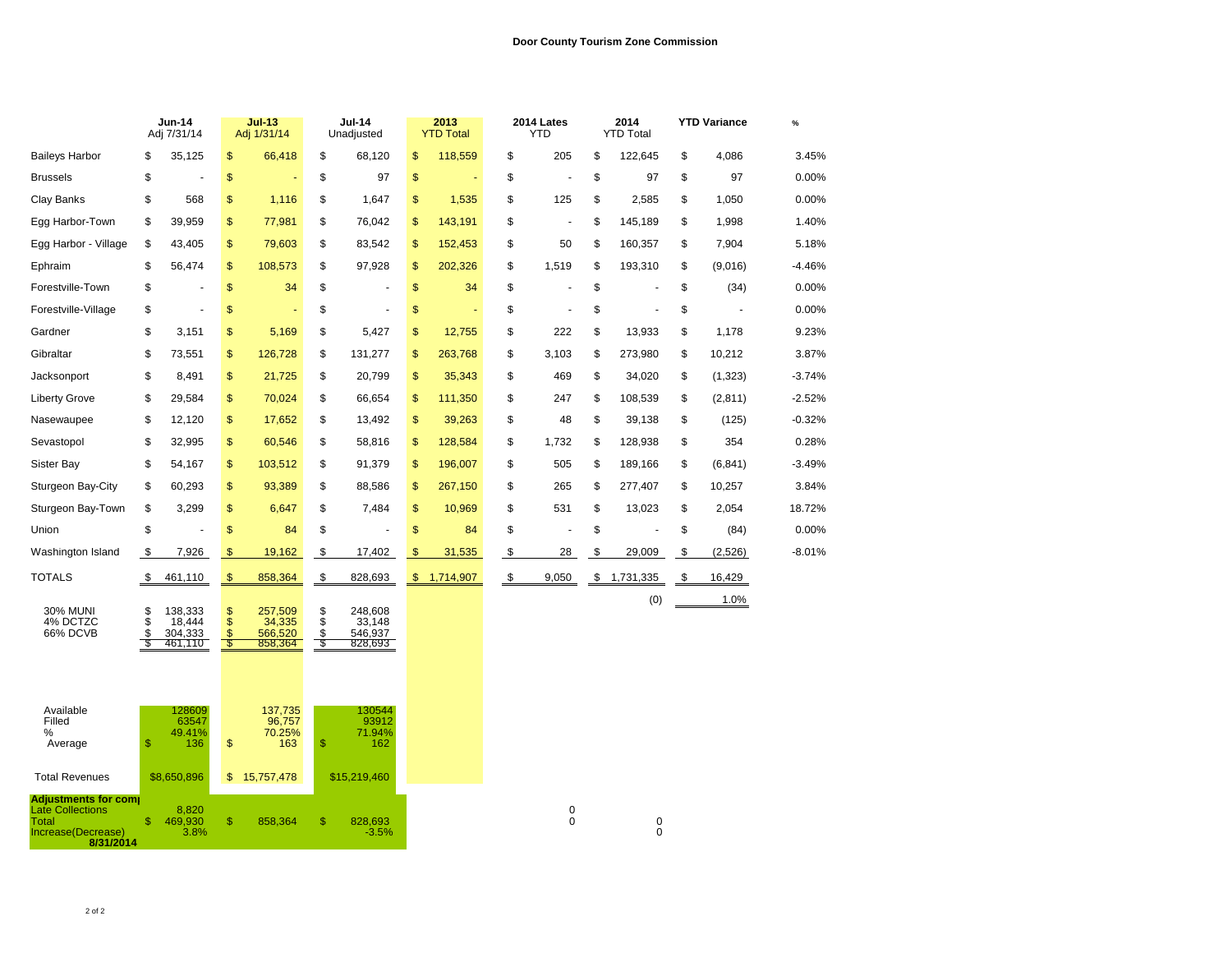**Door County Tourism Zone Commission**

| | Jun-14 Adj 7/31/14 | Jul-13 Adj 1/31/14 | Jul-14 Unadjusted | 2013 YTD Total | 2014 Lates YTD | 2014 YTD Total | YTD Variance | % |
|---|---|---|---|---|---|---|---|---|
| Baileys Harbor | $ 35,125 | $ 66,418 | $ 68,120 | $ 118,559 | $ 205 | $ 122,645 | $ 4,086 | 3.45% |
| Brussels | $ - | $ - | $ 97 | $ - | $ - | $ 97 | $ 97 | 0.00% |
| Clay Banks | $ 568 | $ 1,116 | $ 1,647 | $ 1,535 | $ 125 | $ 2,585 | $ 1,050 | 0.00% |
| Egg Harbor-Town | $ 39,959 | $ 77,981 | $ 76,042 | $ 143,191 | $ - | $ 145,189 | $ 1,998 | 1.40% |
| Egg Harbor - Village | $ 43,405 | $ 79,603 | $ 83,542 | $ 152,453 | $ 50 | $ 160,357 | $ 7,904 | 5.18% |
| Ephraim | $ 56,474 | $ 108,573 | $ 97,928 | $ 202,326 | $ 1,519 | $ 193,310 | $ (9,016) | -4.46% |
| Forestville-Town | $ - | $ 34 | $ - | $ 34 | $ - | $ - | $ (34) | 0.00% |
| Forestville-Village | $ - | $ - | $ - | $ - | $ - | $ - | $ - | 0.00% |
| Gardner | $ 3,151 | $ 5,169 | $ 5,427 | $ 12,755 | $ 222 | $ 13,933 | $ 1,178 | 9.23% |
| Gibraltar | $ 73,551 | $ 126,728 | $ 131,277 | $ 263,768 | $ 3,103 | $ 273,980 | $ 10,212 | 3.87% |
| Jacksonport | $ 8,491 | $ 21,725 | $ 20,799 | $ 35,343 | $ 469 | $ 34,020 | $ (1,323) | -3.74% |
| Liberty Grove | $ 29,584 | $ 70,024 | $ 66,654 | $ 111,350 | $ 247 | $ 108,539 | $ (2,811) | -2.52% |
| Nasewaupee | $ 12,120 | $ 17,652 | $ 13,492 | $ 39,263 | $ 48 | $ 39,138 | $ (125) | -0.32% |
| Sevastopol | $ 32,995 | $ 60,546 | $ 58,816 | $ 128,584 | $ 1,732 | $ 128,938 | $ 354 | 0.28% |
| Sister Bay | $ 54,167 | $ 103,512 | $ 91,379 | $ 196,007 | $ 505 | $ 189,166 | $ (6,841) | -3.49% |
| Sturgeon Bay-City | $ 60,293 | $ 93,389 | $ 88,586 | $ 267,150 | $ 265 | $ 277,407 | $ 10,257 | 3.84% |
| Sturgeon Bay-Town | $ 3,299 | $ 6,647 | $ 7,484 | $ 10,969 | $ 531 | $ 13,023 | $ 2,054 | 18.72% |
| Union | $ - | $ 84 | $ - | $ 84 | $ - | $ - | $ (84) | 0.00% |
| Washington Island | $ 7,926 | $ 19,162 | $ 17,402 | $ 31,535 | $ 28 | $ 29,009 | $ (2,526) | -8.01% |
| TOTALS | $ 461,110 | $ 858,364 | $ 828,693 | $ 1,714,907 | $ 9,050 | $ 1,731,335 | $ 16,429 | |
| | | | | | | (0) | 1.0% | |
| 30% MUNI | $ 138,333 | $ 257,509 | $ 248,608 | | | | | |
| 4% DCTZC | $ 18,444 | $ 34,335 | $ 33,148 | | | | | |
| 66% DCVB | $ 304,333 | $ 566,520 | $ 546,937 | | | | | |
| | $ 461,110 | $ 858,364 | $ 828,693 | | | | | |
| Available | 128609 | 137,735 | 130544 | | | | | |
| Filled | 63547 | 96,757 | 93912 | | | | | |
| % | 49.41% | 70.25% | 71.94% | | | | | |
| Average | $ 136 | $ 163 | $ 162 | | | | | |
| Total Revenues | $8,650,896 | $ 15,757,478 | $15,219,460 | | | | | |
| **Adjustments for comp** | | | | | | | | |
| Late Collections | 8,820 | | | | 0 | | | |
| Total | $ 469,930 | $ 858,364 | $ 828,693 | | 0 | 0 | | |
| Increase(Decrease) | 3.8% | | -3.5% | | | 0 | | |
| **8/31/2014** | | | | | | | | |